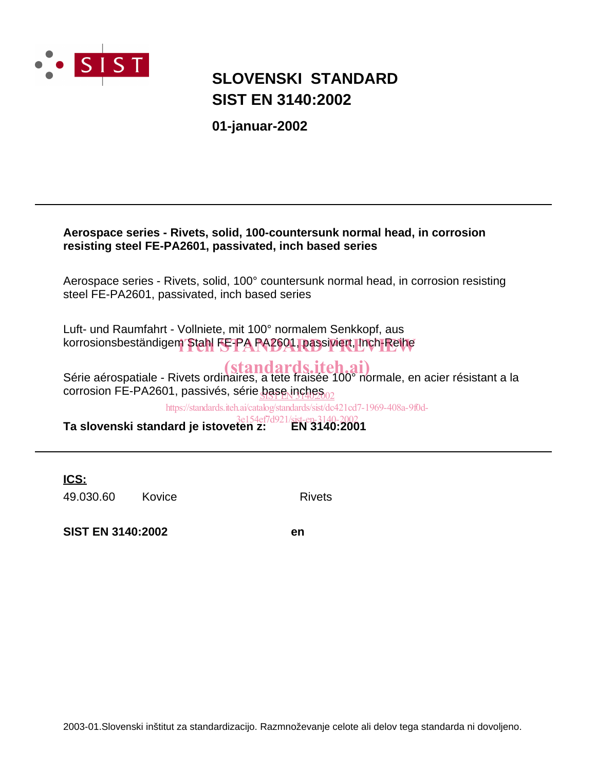# SLOVENSKI STANDARD
# SIST EN 3140:2002

**01-januar-2002**

---

**Aerospace series - Rivets, solid, 100-countersunk normal head, in corrosion resisting steel FE-PA2601, passivated, inch based series**

Aerospace series - Rivets, solid, 100° countersunk normal head, in corrosion resisting steel FE-PA2601, passivated, inch based series

Luft- und Raumfahrt - Vollniete, mit 100° normalem Senkkopf, aus korrosionsbeständigem Stahl FE-PA PA2601, passiviert, Inch-Reihe

iTeh STANDARD PREVIEW
(standards.iteh.ai)

Série aérospatiale - Rivets ordinaires, a tete fraisée 100° normale, en acier résistant a la corrosion FE-PA2601, passivés, série base inches

SIST EN 3140:2002
https://standards.iteh.ai/catalog/standards/sist/dc421cd7-1969-408a-9f0d-3e154ef7d921/sist-en-3140-2002

**Ta slovenski standard je istoveten z: EN 3140:2001**

---

**ICS:**

| | | |
|---|---|---|
| 49.030.60 | Kovice | Rivets |

**SIST EN 3140:2002** **en**

2003-01.Slovenski inštitut za standardizacijo. Razmnoževanje celote ali delov tega standarda ni dovoljeno.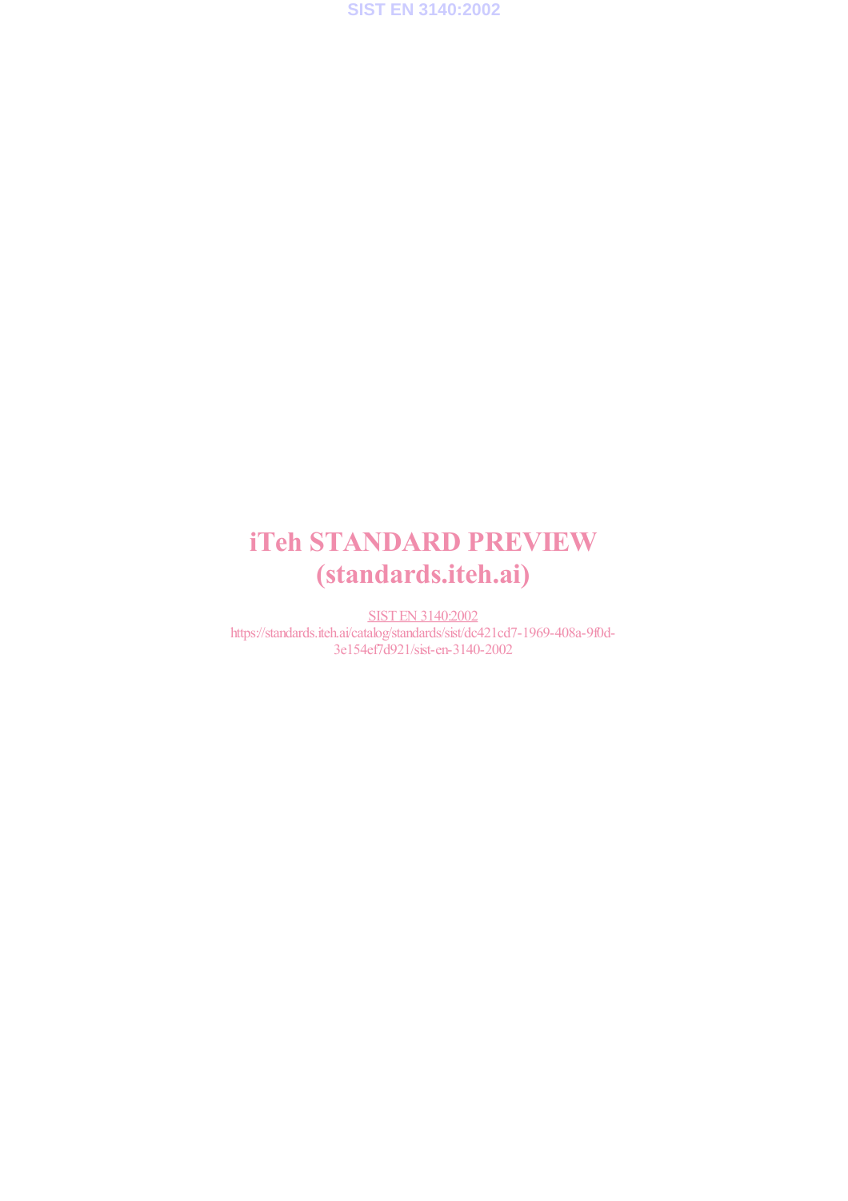iTeh STANDARD PREVIEW
(standards.iteh.ai)

SIST EN 3140:2002
https://standards.iteh.ai/catalog/standards/sist/dc421cd7-1969-408a-9f0d-3e154ef7d921/sist-en-3140-2002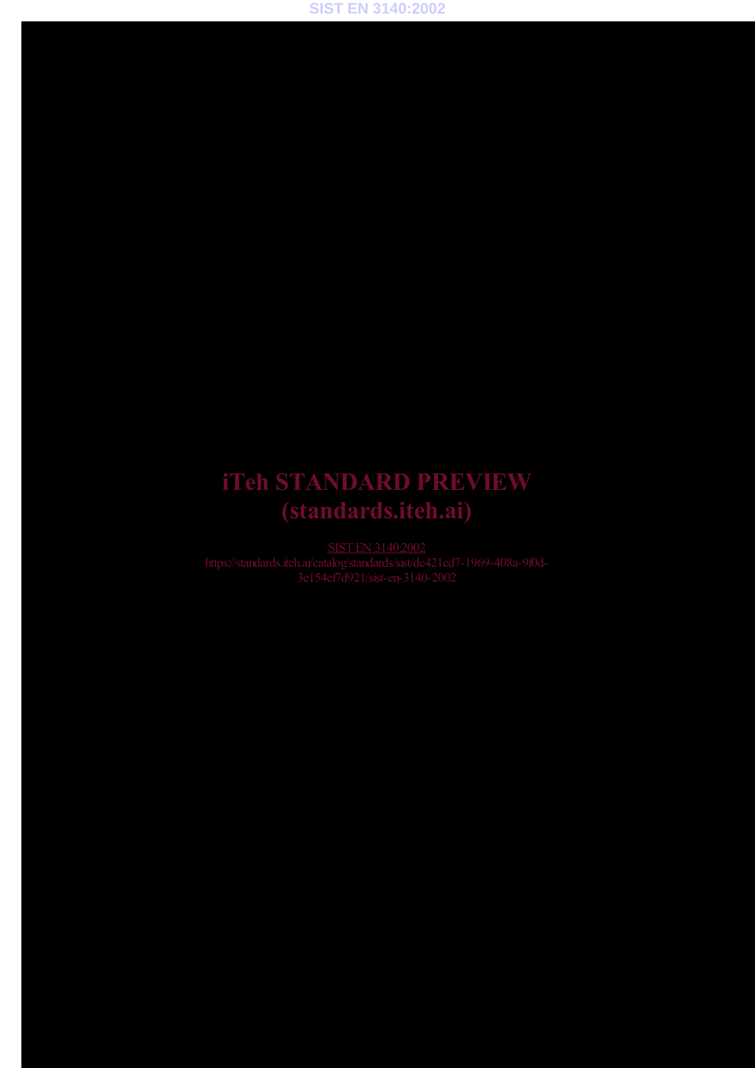iTeh STANDARD PREVIEW
(standards.iteh.ai)

SIST EN 3140:2002
https://standards.iteh.ai/catalog/standards/sist/dc421cd7-1969-408a-9f0d-3e154ef7d921/sist-en-3140-2002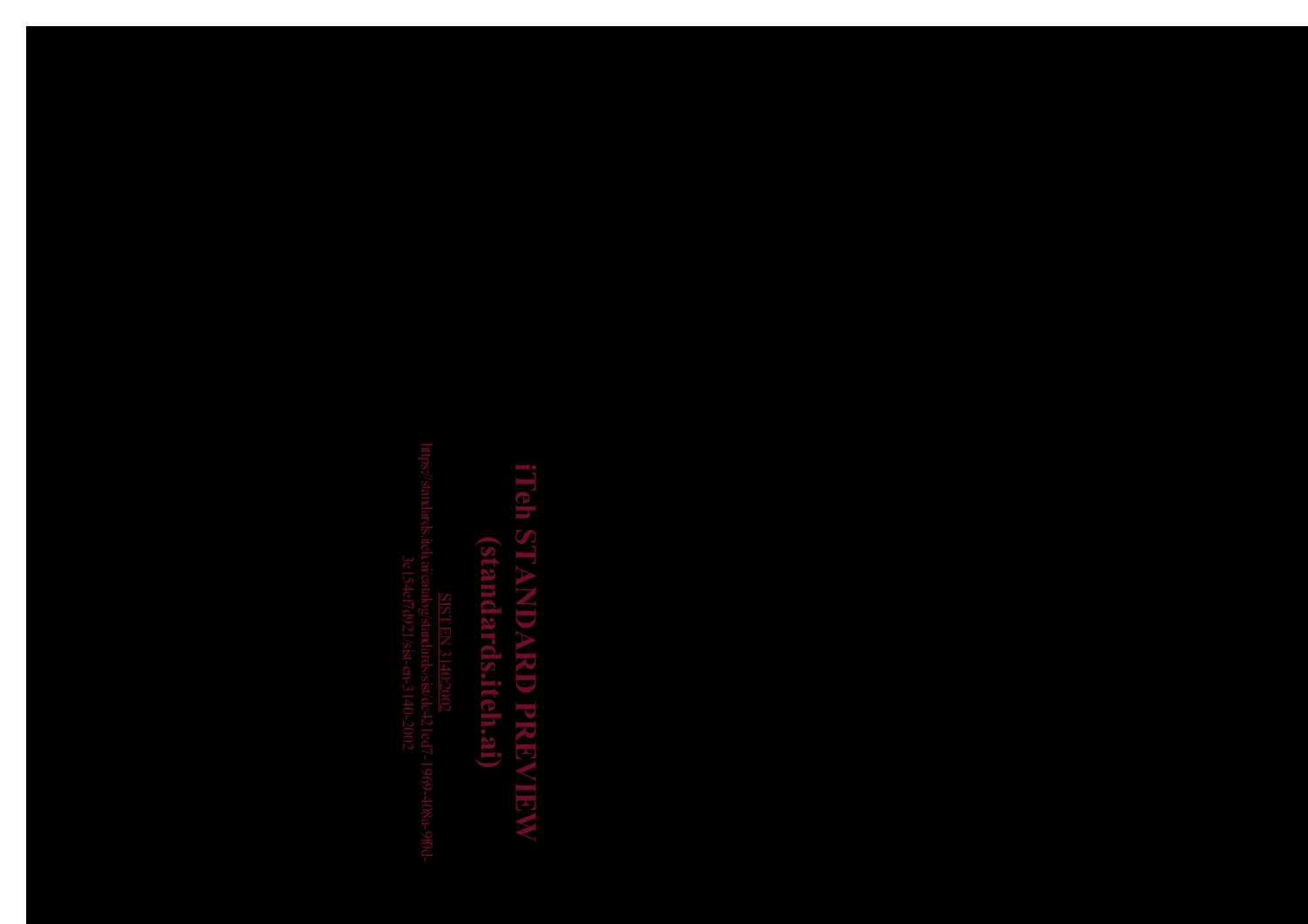iTeh STANDARD PREVIEW
(standards.iteh.ai)

SIST EN 3140:2002
https://standards.iteh.ai/catalog/standards/sist/dc421cd7-1969-408a-9f0d-3e154ef7d921/sist-en-3140-2002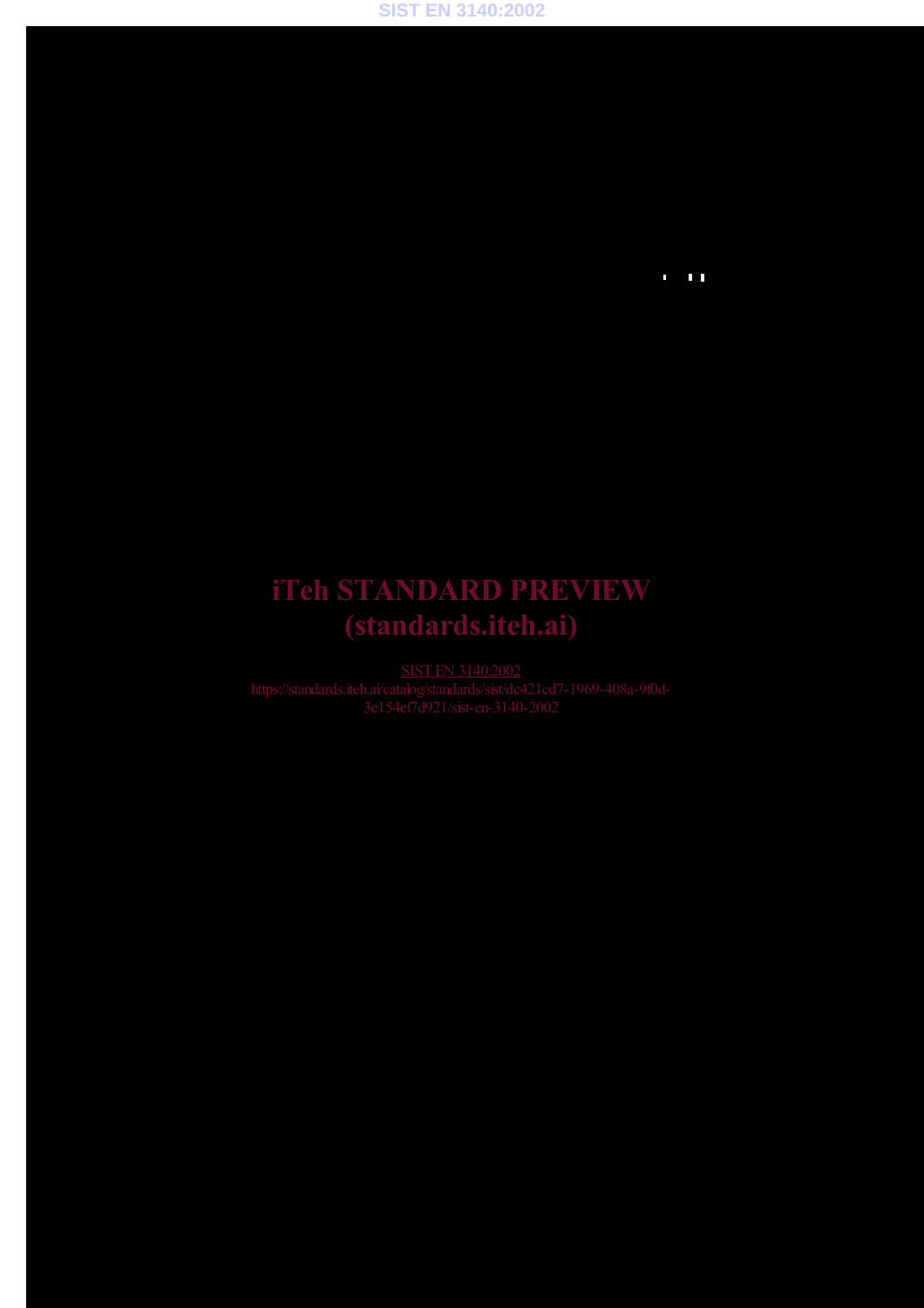iTeh STANDARD PREVIEW
(standards.iteh.ai)

SIST EN 3140:2002
https://standards.iteh.ai/catalog/standards/sist/dc421cd7-1969-408a-9f0d-3e154ef7d921/sist-en-3140-2002